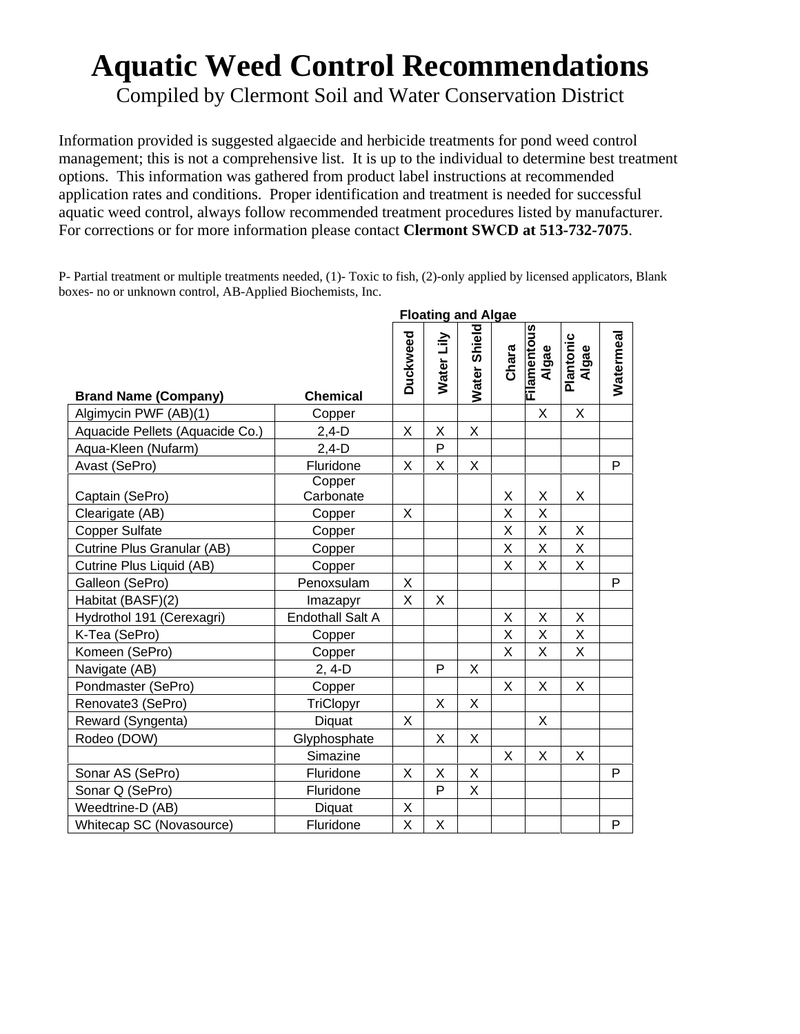# Aquatic Weed Control Recommendations

Compiled by Clermont Soil and Water Conservation District

Information provided is suggested algaecide and herbicide treatments for pond weed control management; this is not a comprehensive list. It is up to the individual to determine best treatment options. This information was gathered from product label instructions at recommended application rates and conditions. Proper identification and treatment is needed for successful aquatic weed control, always follow recommended treatment procedures listed by manufacturer. For corrections or for more information please contact **Clermont SWCD at 513-732-7075**.

P- Partial treatment or multiple treatments needed, (1)- Toxic to fish, (2)-only applied by licensed applicators, Blank boxes- no or unknown control, AB-Applied Biochemists, Inc.

| | | Floating and Algae | | | | | | |
|---|---|---|---|---|---|---|---|---|
| **Brand Name (Company)** | **Chemical** | **Duckweed** | **Water Lily** | **Water Shield** | **Chara** | **Filamentous Algae** | **Plantonic Algae** | **Watermeal** |
| Algimycin PWF (AB)(1) | Copper | | | | | X | X | |
| Aquacide Pellets (Aquacide Co.) | 2,4-D | X | X | X | | | | |
| Aqua-Kleen (Nufarm) | 2,4-D | | P | | | | | |
| Avast (SePro) | Fluridone | X | X | X | | | | P |
| Captain (SePro) | Copper Carbonate | | | | X | X | X | |
| Clearigate (AB) | Copper | X | | | X | X | | |
| Copper Sulfate | Copper | | | | X | X | X | |
| Cutrine Plus Granular (AB) | Copper | | | | X | X | X | |
| Cutrine Plus Liquid (AB) | Copper | | | | X | X | X | |
| Galleon (SePro) | Penoxsulam | X | | | | | | P |
| Habitat (BASF)(2) | Imazapyr | X | X | | | | | |
| Hydrothol 191 (Cerexagri) | Endothall Salt A | | | | X | X | X | |
| K-Tea (SePro) | Copper | | | | X | X | X | |
| Komeen (SePro) | Copper | | | | X | X | X | |
| Navigate (AB) | 2, 4-D | | P | X | | | | |
| Pondmaster (SePro) | Copper | | | | X | X | X | |
| Renovate3 (SePro) | TriClopyr | | X | X | | | | |
| Reward (Syngenta) | Diquat | X | | | | X | | |
| Rodeo (DOW) | Glyphosphate | | X | X | | | | |
| | Simazine | | | | X | X | X | |
| Sonar AS (SePro) | Fluridone | X | X | X | | | | P |
| Sonar Q (SePro) | Fluridone | | P | X | | | | |
| Weedtrine-D (AB) | Diquat | X | | | | | | |
| Whitecap SC (Novasource) | Fluridone | X | X | | | | | P |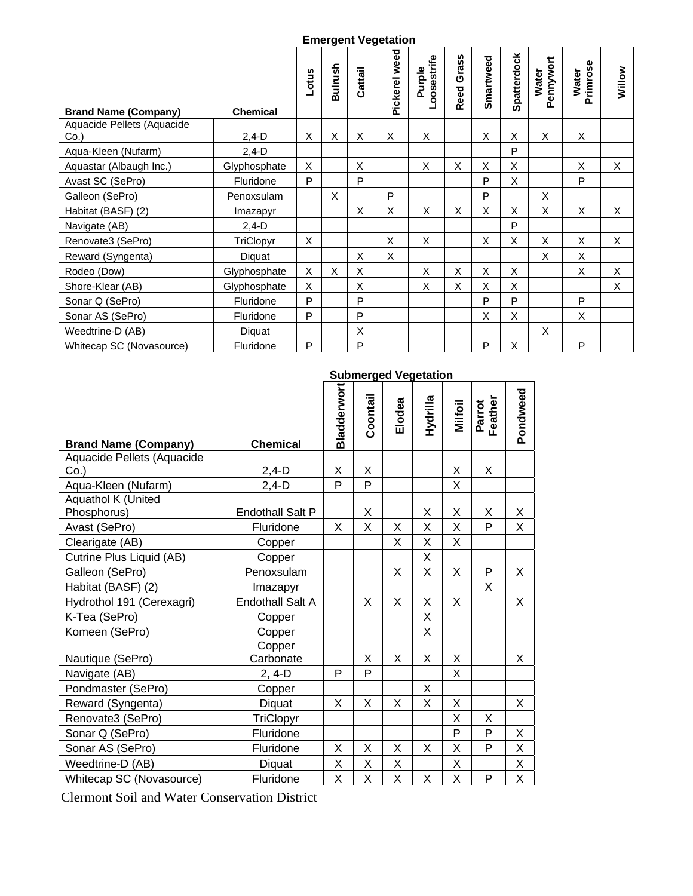| | | Emergent Vegetation | | | | | | | | | | |
|---|---|---|---|---|---|---|---|---|---|---|---|---|
| **Brand Name (Company)** | **Chemical** | **Lotus** | **Bulrush** | **Cattail** | **Pickerel weed** | **Purple Loosestrife** | **Reed Grass** | **Smartweed** | **Spatterdock** | **Water Pennywort** | **Water Primrose** | **Willow** |
| Aquacide Pellets (Aquacide Co.) | 2,4-D | X | X | X | X | X | | X | X | X | X | |
| Aqua-Kleen (Nufarm) | 2,4-D | | | | | | | | P | | | |
| Aquastar (Albaugh Inc.) | Glyphosphate | X | | X | | X | X | X | X | | X | X |
| Avast SC (SePro) | Fluridone | P | | P | | | | P | X | | P | |
| Galleon (SePro) | Penoxsulam | | X | | P | | | P | | X | | |
| Habitat (BASF) (2) | Imazapyr | | | X | X | X | X | X | X | X | X | X |
| Navigate (AB) | 2,4-D | | | | | | | | P | | | |
| Renovate3 (SePro) | TriClopyr | X | | | X | X | | X | X | X | X | X |
| Reward (Syngenta) | Diquat | | | X | X | | | | | X | X | |
| Rodeo (Dow) | Glyphosphate | X | X | X | | X | X | X | X | | X | X |
| Shore-Klear (AB) | Glyphosphate | X | | X | | X | X | X | X | | | X |
| Sonar Q (SePro) | Fluridone | P | | P | | | | P | P | | P | |
| Sonar AS (SePro) | Fluridone | P | | P | | | | X | X | | X | |
| Weedtrine-D (AB) | Diquat | | | X | | | | | | X | | |
| Whitecap SC (Novasource) | Fluridone | P | | P | | | | P | X | | P | |

| | | Submerged Vegetation | | | | | | |
|---|---|---|---|---|---|---|---|---|
| **Brand Name (Company)** | **Chemical** | **Bladderwort** | **Coontail** | **Elodea** | **Hydrilla** | **Milfoil** | **Parrot Feather** | **Pondweed** |
| Aquacide Pellets (Aquacide Co.) | 2,4-D | X | X | | | X | X | |
| Aqua-Kleen (Nufarm) | 2,4-D | P | P | | | X | | |
| Aquathol K (United Phosphorus) | Endothall Salt P | | X | | X | X | X | X |
| Avast (SePro) | Fluridone | X | X | X | X | X | P | X |
| Clearigate (AB) | Copper | | | X | X | X | | |
| Cutrine Plus Liquid (AB) | Copper | | | | X | | | |
| Galleon (SePro) | Penoxsulam | | | X | X | X | P | X |
| Habitat (BASF) (2) | Imazapyr | | | | | | X | |
| Hydrothol 191 (Cerexagri) | Endothall Salt A | | X | X | X | X | | X |
| K-Tea (SePro) | Copper | | | | X | | | |
| Komeen (SePro) | Copper | | | | X | | | |
| Nautique (SePro) | Copper Carbonate | | X | X | X | X | | X |
| Navigate (AB) | 2, 4-D | P | P | | | X | | |
| Pondmaster (SePro) | Copper | | | | X | | | |
| Reward (Syngenta) | Diquat | X | X | X | X | X | | X |
| Renovate3 (SePro) | TriClopyr | | | | | X | X | |
| Sonar Q (SePro) | Fluridone | | | | | P | P | X |
| Sonar AS (SePro) | Fluridone | X | X | X | X | X | P | X |
| Weedtrine-D (AB) | Diquat | X | X | X | | X | | X |
| Whitecap SC (Novasource) | Fluridone | X | X | X | X | X | P | X |

Clermont Soil and Water Conservation District